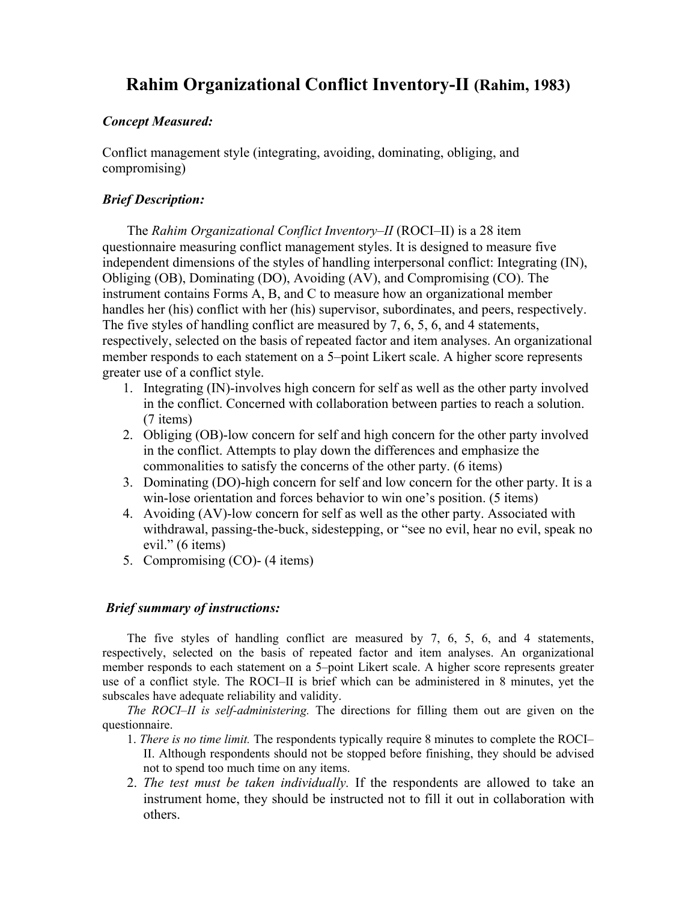# Rahim Organizational Conflict Inventory-II (Rahim, 1983)

### *Concept Measured:*

Conflict management style (integrating, avoiding, dominating, obliging, and compromising)

### *Brief Description:*

The *Rahim Organizational Conflict Inventory–II* (ROCI–II) is a 28 item questionnaire measuring conflict management styles. It is designed to measure five independent dimensions of the styles of handling interpersonal conflict: Integrating (IN), Obliging (OB), Dominating (DO), Avoiding (AV), and Compromising (CO). The instrument contains Forms A, B, and C to measure how an organizational member handles her (his) conflict with her (his) supervisor, subordinates, and peers, respectively. The five styles of handling conflict are measured by 7, 6, 5, 6, and 4 statements, respectively, selected on the basis of repeated factor and item analyses. An organizational member responds to each statement on a 5–point Likert scale. A higher score represents greater use of a conflict style.

1. Integrating (IN)-involves high concern for self as well as the other party involved in the conflict. Concerned with collaboration between parties to reach a solution. (7 items)
2. Obliging (OB)-low concern for self and high concern for the other party involved in the conflict. Attempts to play down the differences and emphasize the commonalities to satisfy the concerns of the other party. (6 items)
3. Dominating (DO)-high concern for self and low concern for the other party. It is a win-lose orientation and forces behavior to win one's position. (5 items)
4. Avoiding (AV)-low concern for self as well as the other party. Associated with withdrawal, passing-the-buck, sidestepping, or "see no evil, hear no evil, speak no evil." (6 items)
5. Compromising (CO)- (4 items)

### *Brief summary of instructions:*

The five styles of handling conflict are measured by 7, 6, 5, 6, and 4 statements, respectively, selected on the basis of repeated factor and item analyses. An organizational member responds to each statement on a 5–point Likert scale. A higher score represents greater use of a conflict style. The ROCI–II is brief which can be administered in 8 minutes, yet the subscales have adequate reliability and validity.

*The ROCI–II is self-administering.* The directions for filling them out are given on the questionnaire.

1. *There is no time limit.* The respondents typically require 8 minutes to complete the ROCI–II. Although respondents should not be stopped before finishing, they should be advised not to spend too much time on any items.
2. *The test must be taken individually.* If the respondents are allowed to take an instrument home, they should be instructed not to fill it out in collaboration with others.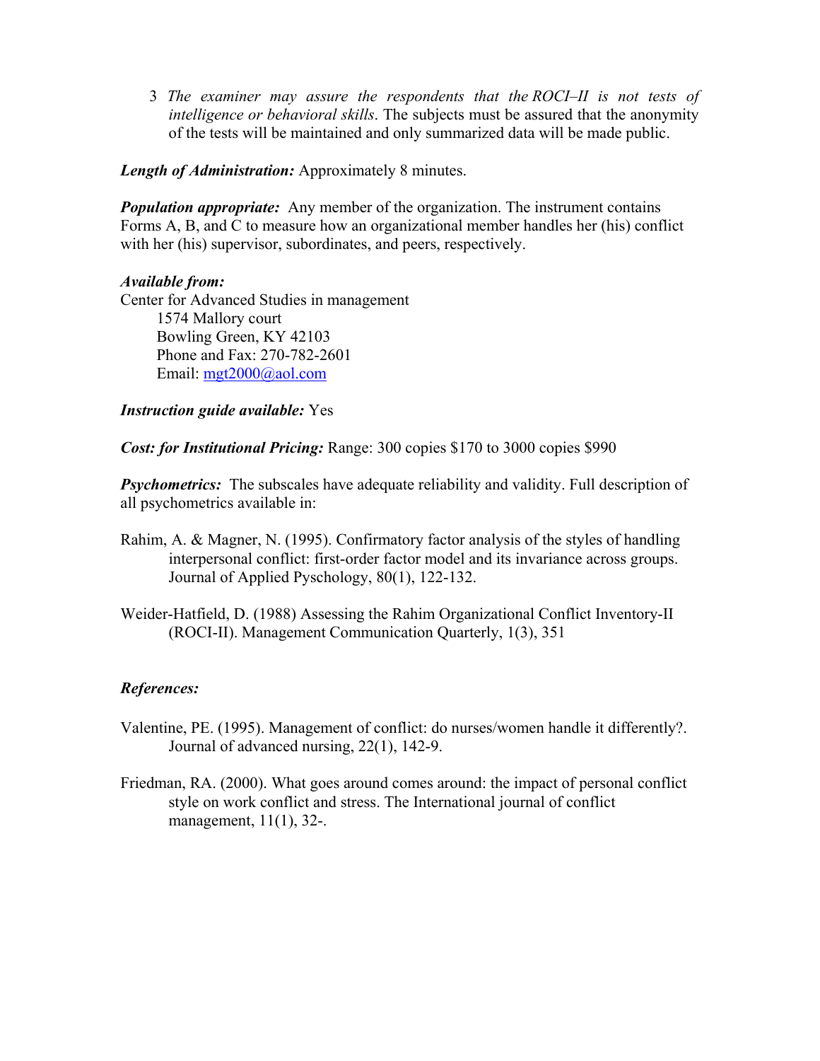3 *The examiner may assure the respondents that the ROCI–II is not tests of intelligence or behavioral skills*. The subjects must be assured that the anonymity of the tests will be maintained and only summarized data will be made public.

***Length of Administration:*** Approximately 8 minutes.

***Population appropriate:*** Any member of the organization. The instrument contains Forms A, B, and C to measure how an organizational member handles her (his) conflict with her (his) supervisor, subordinates, and peers, respectively.

***Available from:***
Center for Advanced Studies in management
1574 Mallory court
Bowling Green, KY 42103
Phone and Fax: 270-782-2601
Email: mgt2000@aol.com

***Instruction guide available:*** Yes

***Cost: for Institutional Pricing:*** Range: 300 copies $170 to 3000 copies $990

***Psychometrics:*** The subscales have adequate reliability and validity. Full description of all psychometrics available in:

Rahim, A. & Magner, N. (1995). Confirmatory factor analysis of the styles of handling interpersonal conflict: first-order factor model and its invariance across groups. Journal of Applied Pyschology, 80(1), 122-132.

Weider-Hatfield, D. (1988) Assessing the Rahim Organizational Conflict Inventory-II (ROCI-II). Management Communication Quarterly, 1(3), 351

***References:***

Valentine, PE. (1995). Management of conflict: do nurses/women handle it differently?. Journal of advanced nursing, 22(1), 142-9.

Friedman, RA. (2000). What goes around comes around: the impact of personal conflict style on work conflict and stress. The International journal of conflict management, 11(1), 32-.